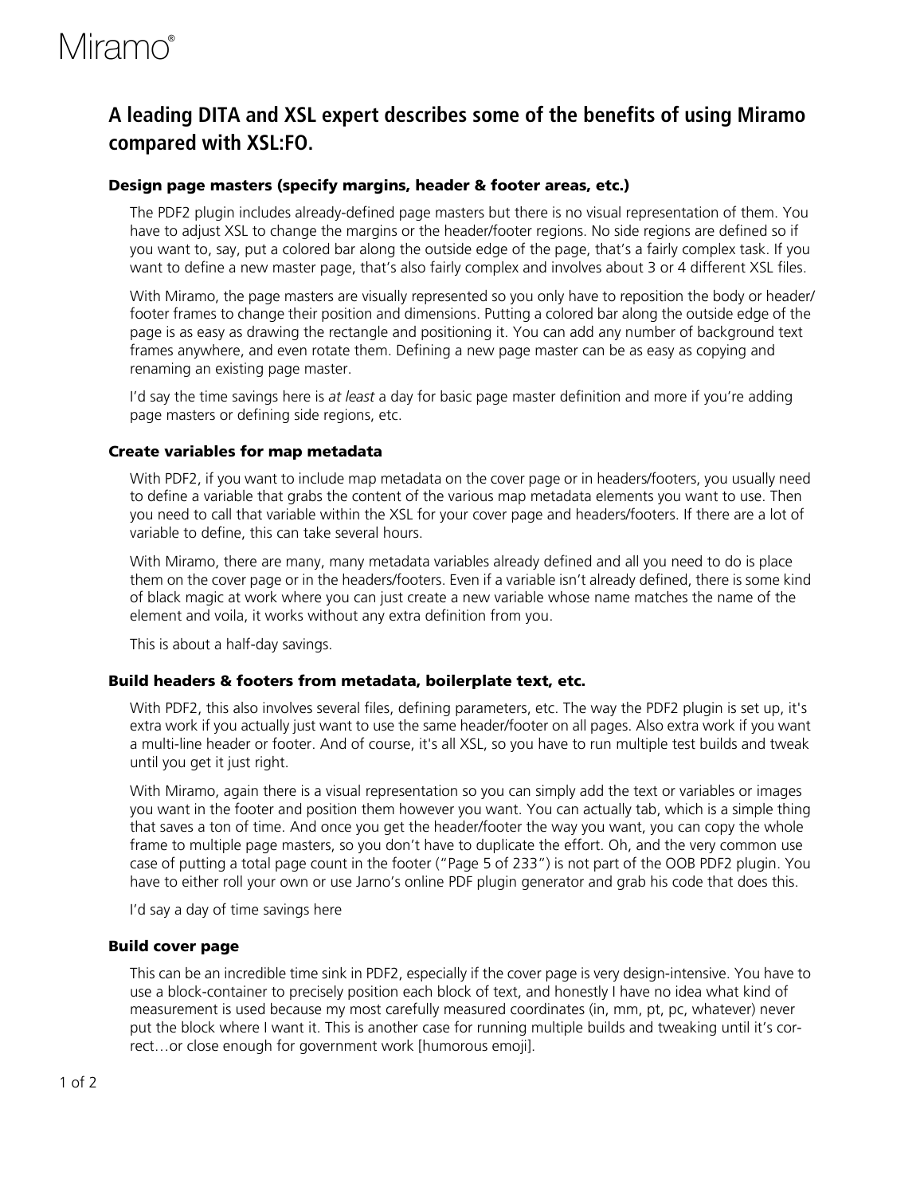# A leading DITA and XSL expert describes some of the benefits of using Miramo compared with XSL:FO.

### Design page masters (specify margins, header & footer areas, etc.)

The PDF2 plugin includes already-defined page masters but there is no visual representation of them. You have to adjust XSL to change the margins or the header/footer regions. No side regions are defined so if you want to, say, put a colored bar along the outside edge of the page, that's a fairly complex task. If you want to define a new master page, that's also fairly complex and involves about 3 or 4 different XSL files.

With Miramo, the page masters are visually represented so you only have to reposition the body or header/footer frames to change their position and dimensions. Putting a colored bar along the outside edge of the page is as easy as drawing the rectangle and positioning it. You can add any number of background text frames anywhere, and even rotate them. Defining a new page master can be as easy as copying and renaming an existing page master.

I'd say the time savings here is *at least* a day for basic page master definition and more if you're adding page masters or defining side regions, etc.

### Create variables for map metadata

With PDF2, if you want to include map metadata on the cover page or in headers/footers, you usually need to define a variable that grabs the content of the various map metadata elements you want to use. Then you need to call that variable within the XSL for your cover page and headers/footers. If there are a lot of variable to define, this can take several hours.

With Miramo, there are many, many metadata variables already defined and all you need to do is place them on the cover page or in the headers/footers. Even if a variable isn't already defined, there is some kind of black magic at work where you can just create a new variable whose name matches the name of the element and voila, it works without any extra definition from you.

This is about a half-day savings.

### Build headers & footers from metadata, boilerplate text, etc.

With PDF2, this also involves several files, defining parameters, etc. The way the PDF2 plugin is set up, it's extra work if you actually just want to use the same header/footer on all pages. Also extra work if you want a multi-line header or footer. And of course, it's all XSL, so you have to run multiple test builds and tweak until you get it just right.

With Miramo, again there is a visual representation so you can simply add the text or variables or images you want in the footer and position them however you want. You can actually tab, which is a simple thing that saves a ton of time. And once you get the header/footer the way you want, you can copy the whole frame to multiple page masters, so you don't have to duplicate the effort. Oh, and the very common use case of putting a total page count in the footer ("Page 5 of 233") is not part of the OOB PDF2 plugin. You have to either roll your own or use Jarno's online PDF plugin generator and grab his code that does this.

I'd say a day of time savings here

### Build cover page

This can be an incredible time sink in PDF2, especially if the cover page is very design-intensive. You have to use a block-container to precisely position each block of text, and honestly I have no idea what kind of measurement is used because my most carefully measured coordinates (in, mm, pt, pc, whatever) never put the block where I want it. This is another case for running multiple builds and tweaking until it's correct…or close enough for government work [humorous emoji].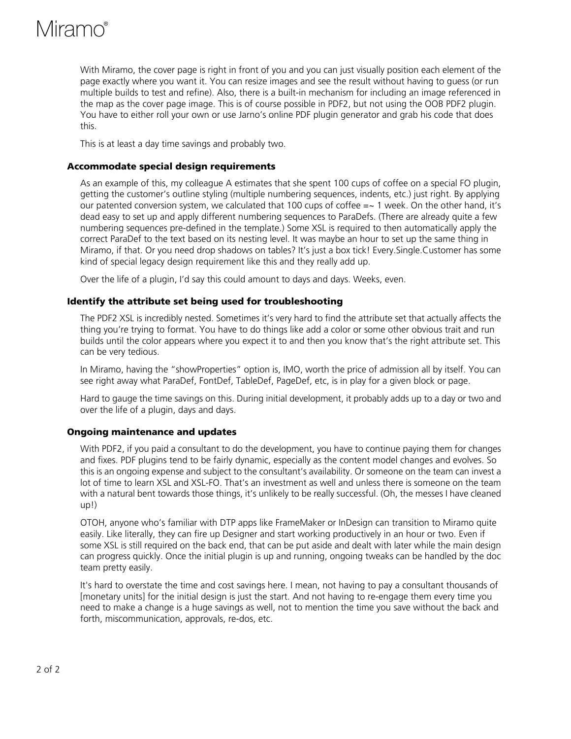With Miramo, the cover page is right in front of you and you can just visually position each element of the page exactly where you want it. You can resize images and see the result without having to guess (or run multiple builds to test and refine). Also, there is a built-in mechanism for including an image referenced in the map as the cover page image. This is of course possible in PDF2, but not using the OOB PDF2 plugin. You have to either roll your own or use Jarno's online PDF plugin generator and grab his code that does this.

This is at least a day time savings and probably two.

### Accommodate special design requirements

As an example of this, my colleague A estimates that she spent 100 cups of coffee on a special FO plugin, getting the customer's outline styling (multiple numbering sequences, indents, etc.) just right. By applying our patented conversion system, we calculated that 100 cups of coffee =~ 1 week. On the other hand, it's dead easy to set up and apply different numbering sequences to ParaDefs. (There are already quite a few numbering sequences pre-defined in the template.) Some XSL is required to then automatically apply the correct ParaDef to the text based on its nesting level. It was maybe an hour to set up the same thing in Miramo, if that. Or you need drop shadows on tables? It's just a box tick! Every.Single.Customer has some kind of special legacy design requirement like this and they really add up.

Over the life of a plugin, I'd say this could amount to days and days. Weeks, even.

### Identify the attribute set being used for troubleshooting

The PDF2 XSL is incredibly nested. Sometimes it's very hard to find the attribute set that actually affects the thing you're trying to format. You have to do things like add a color or some other obvious trait and run builds until the color appears where you expect it to and then you know that's the right attribute set. This can be very tedious.

In Miramo, having the "showProperties" option is, IMO, worth the price of admission all by itself. You can see right away what ParaDef, FontDef, TableDef, PageDef, etc, is in play for a given block or page.

Hard to gauge the time savings on this. During initial development, it probably adds up to a day or two and over the life of a plugin, days and days.

### Ongoing maintenance and updates

With PDF2, if you paid a consultant to do the development, you have to continue paying them for changes and fixes. PDF plugins tend to be fairly dynamic, especially as the content model changes and evolves. So this is an ongoing expense and subject to the consultant's availability. Or someone on the team can invest a lot of time to learn XSL and XSL-FO. That's an investment as well and unless there is someone on the team with a natural bent towards those things, it's unlikely to be really successful. (Oh, the messes I have cleaned up!)

OTOH, anyone who's familiar with DTP apps like FrameMaker or InDesign can transition to Miramo quite easily. Like literally, they can fire up Designer and start working productively in an hour or two. Even if some XSL is still required on the back end, that can be put aside and dealt with later while the main design can progress quickly. Once the initial plugin is up and running, ongoing tweaks can be handled by the doc team pretty easily.

It's hard to overstate the time and cost savings here. I mean, not having to pay a consultant thousands of [monetary units] for the initial design is just the start. And not having to re-engage them every time you need to make a change is a huge savings as well, not to mention the time you save without the back and forth, miscommunication, approvals, re-dos, etc.